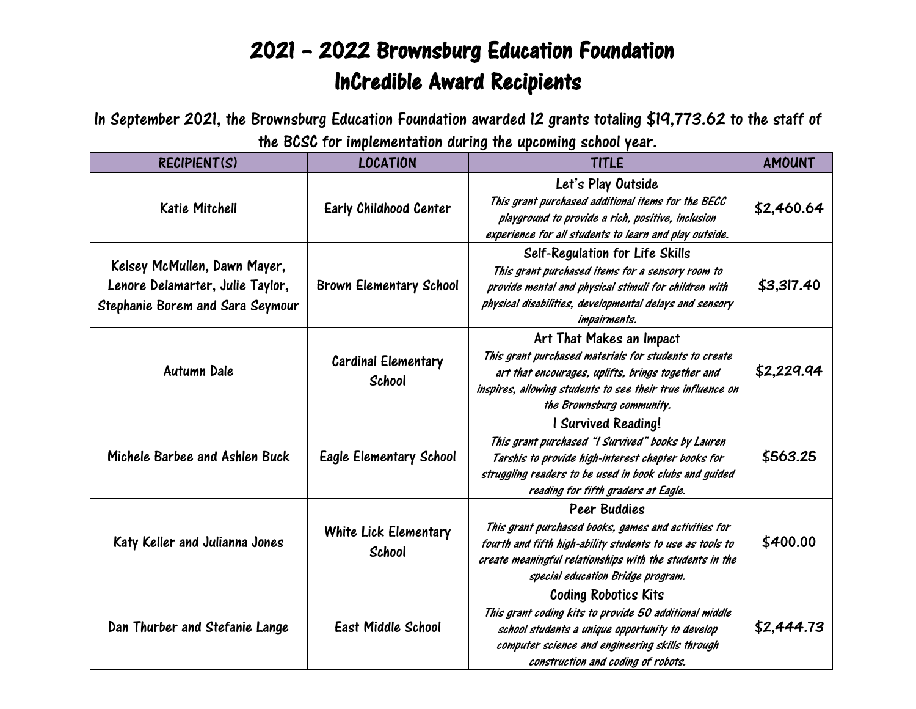# 2021 – 2022 Brownsburg Education Foundation
# InCredible Award Recipients

**In September 2021, the Brownsburg Education Foundation awarded 12 grants totaling $19,773.62 to the staff of the BCSC for implementation during the upcoming school year.**

| RECIPIENT(S) | LOCATION | TITLE | AMOUNT |
|---|---|---|---|
| Katie Mitchell | Early Childhood Center | Let's Play Outside<br>*This grant purchased additional items for the BECC playground to provide a rich, positive, inclusion experience for all students to learn and play outside.* | **$2,460.64** |
| Kelsey McMullen, Dawn Mayer, Lenore Delamarter, Julie Taylor, Stephanie Borem and Sara Seymour | Brown Elementary School | Self-Regulation for Life Skills<br>*This grant purchased items for a sensory room to provide mental and physical stimuli for children with physical disabilities, developmental delays and sensory impairments.* | **$3,317.40** |
| Autumn Dale | Cardinal Elementary School | Art That Makes an Impact<br>*This grant purchased materials for students to create art that encourages, uplifts, brings together and inspires, allowing students to see their true influence on the Brownsburg community.* | **$2,229.94** |
| Michele Barbee and Ashlen Buck | Eagle Elementary School | I Survived Reading!<br>*This grant purchased "I Survived" books by Lauren Tarshis to provide high-interest chapter books for struggling readers to be used in book clubs and guided reading for fifth graders at Eagle.* | **$563.25** |
| Katy Keller and Julianna Jones | White Lick Elementary School | Peer Buddies<br>*This grant purchased books, games and activities for fourth and fifth high-ability students to use as tools to create meaningful relationships with the students in the special education Bridge program.* | **$400.00** |
| Dan Thurber and Stefanie Lange | East Middle School | Coding Robotics Kits<br>*This grant coding kits to provide 50 additional middle school students a unique opportunity to develop computer science and engineering skills through construction and coding of robots.* | **$2,444.73** |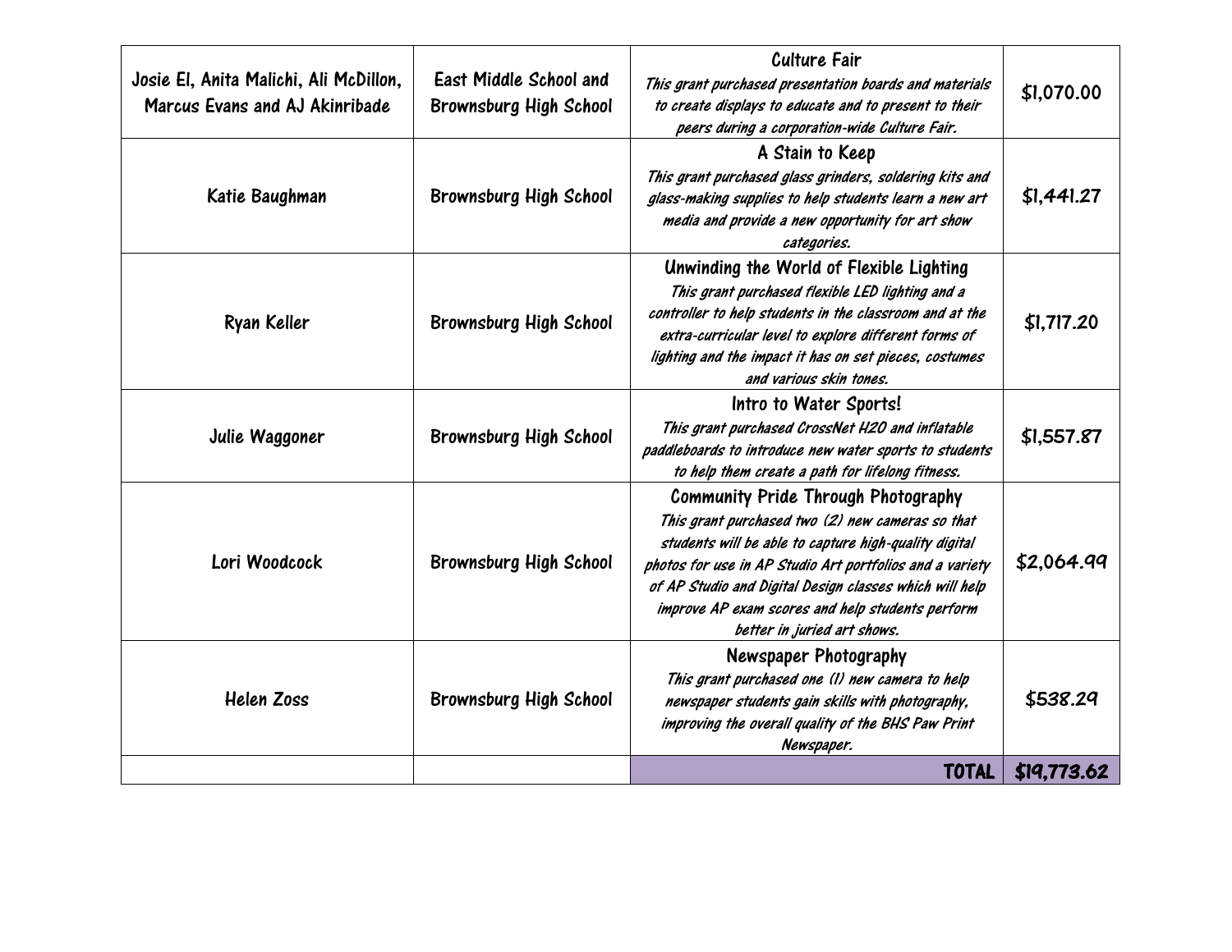| | | | |
|---|---|---|---|
| Josie El, Anita Malichi, Ali McDillon, Marcus Evans and AJ Akinribade | East Middle School and Brownsburg High School | Culture Fair<br>*This grant purchased presentation boards and materials to create displays to educate and to present to their peers during a corporation-wide Culture Fair.* | $1,070.00 |
| Katie Baughman | Brownsburg High School | A Stain to Keep<br>*This grant purchased glass grinders, soldering kits and glass-making supplies to help students learn a new art media and provide a new opportunity for art show categories.* | $1,441.27 |
| Ryan Keller | Brownsburg High School | Unwinding the World of Flexible Lighting<br>*This grant purchased flexible LED lighting and a controller to help students in the classroom and at the extra-curricular level to explore different forms of lighting and the impact it has on set pieces, costumes and various skin tones.* | $1,717.20 |
| Julie Waggoner | Brownsburg High School | Intro to Water Sports!<br>*This grant purchased CrossNet H2O and inflatable paddleboards to introduce new water sports to students to help them create a path for lifelong fitness.* | $1,557.87 |
| Lori Woodcock | Brownsburg High School | Community Pride Through Photography<br>*This grant purchased two (2) new cameras so that students will be able to capture high-quality digital photos for use in AP Studio Art portfolios and a variety of AP Studio and Digital Design classes which will help improve AP exam scores and help students perform better in juried art shows.* | $2,064.99 |
| Helen Zoss | Brownsburg High School | Newspaper Photography<br>*This grant purchased one (1) new camera to help newspaper students gain skills with photography, improving the overall quality of the BHS Paw Print Newspaper.* | $538.29 |
| | | **TOTAL** | **$19,773.62** |